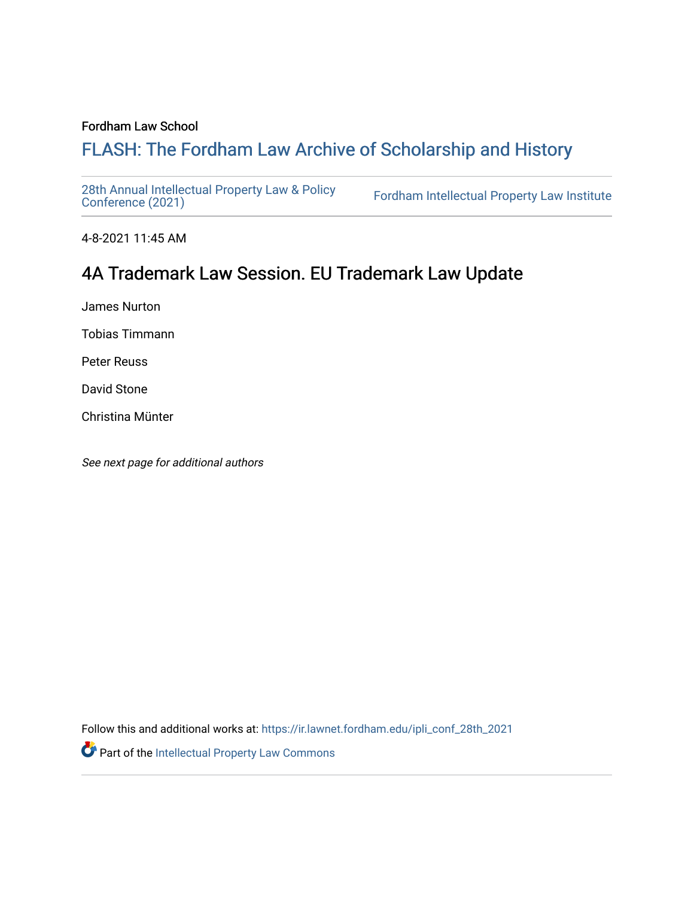Fordham Law School

# FLASH: The Fordham Law Archive of Scholarship and History

28th Annual Intellectual Property Law & Policy Conference (2021)

Fordham Intellectual Property Law Institute

4-8-2021 11:45 AM

## 4A Trademark Law Session. EU Trademark Law Update

James Nurton

Tobias Timmann

Peter Reuss

David Stone

Christina Münter

*See next page for additional authors*

Follow this and additional works at: https://ir.lawnet.fordham.edu/ipli_conf_28th_2021

Part of the Intellectual Property Law Commons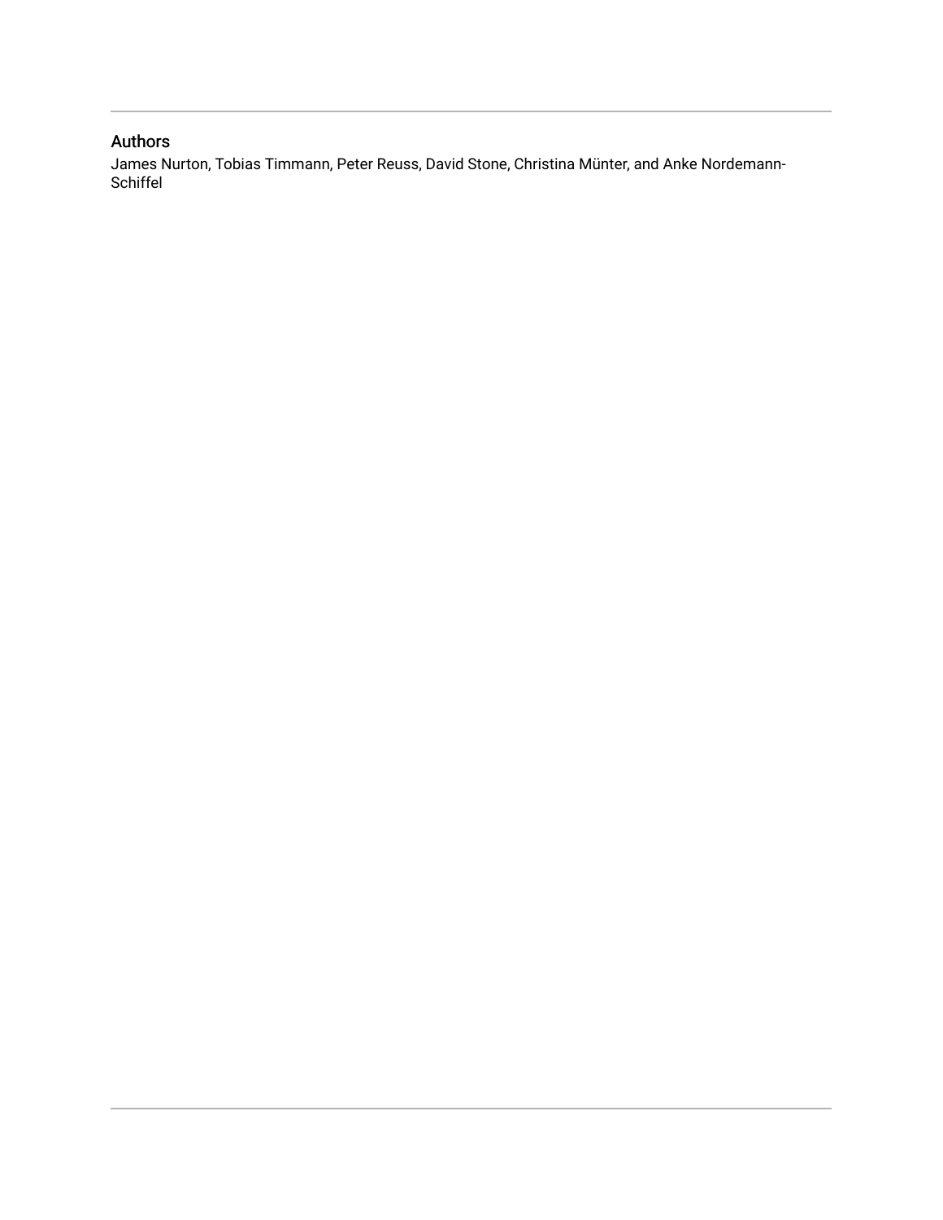## Authors

James Nurton, Tobias Timmann, Peter Reuss, David Stone, Christina Münter, and Anke Nordemann-Schiffel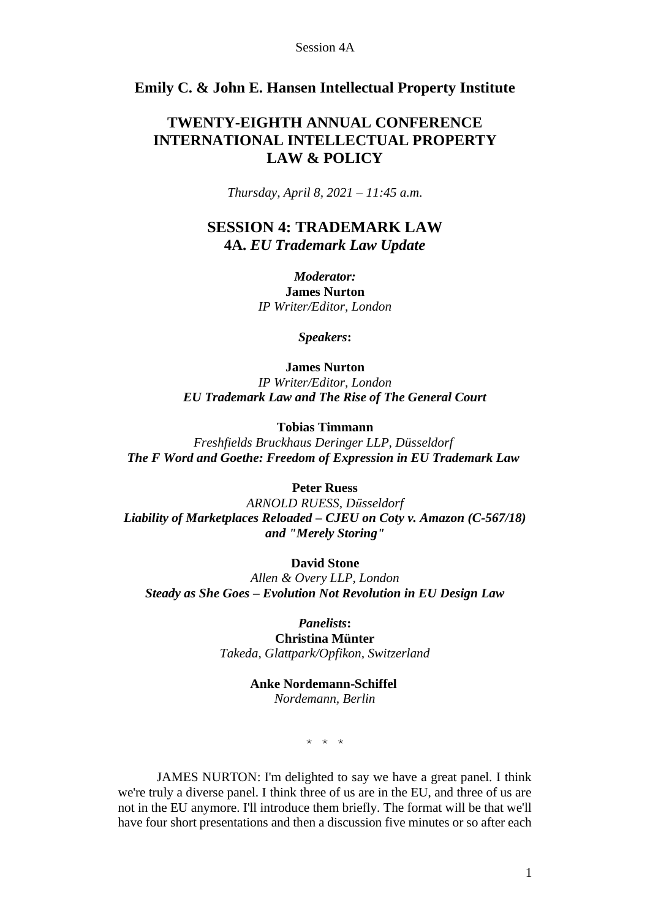## Emily C. & John E. Hansen Intellectual Property Institute

## TWENTY-EIGHTH ANNUAL CONFERENCE INTERNATIONAL INTELLECTUAL PROPERTY LAW & POLICY

*Thursday, April 8, 2021 – 11:45 a.m.*

## SESSION 4: TRADEMARK LAW
### 4A. *EU Trademark Law Update*

***Moderator:***
**James Nurton**
*IP Writer/Editor, London*

***Speakers*:**

**James Nurton**
*IP Writer/Editor, London*
***EU Trademark Law and The Rise of The General Court***

**Tobias Timmann**
*Freshfields Bruckhaus Deringer LLP, Düsseldorf*
***The F Word and Goethe: Freedom of Expression in EU Trademark Law***

**Peter Ruess**
*ARNOLD RUESS, Düsseldorf*
***Liability of Marketplaces Reloaded – CJEU on Coty v. Amazon (C-567/18) and "Merely Storing"***

**David Stone**
*Allen & Overy LLP, London*
***Steady as She Goes – Evolution Not Revolution in EU Design Law***

***Panelists*:**
**Christina Münter**
*Takeda, Glattpark/Opfikon, Switzerland*

**Anke Nordemann-Schiffel**
*Nordemann, Berlin*

\* \* \*

JAMES NURTON: I'm delighted to say we have a great panel. I think we're truly a diverse panel. I think three of us are in the EU, and three of us are not in the EU anymore. I'll introduce them briefly. The format will be that we'll have four short presentations and then a discussion five minutes or so after each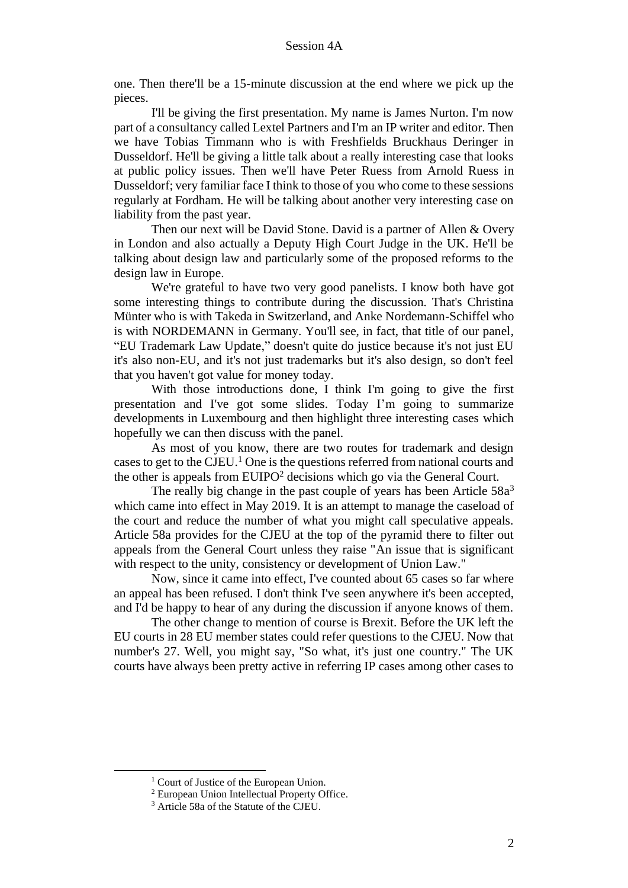one. Then there'll be a 15-minute discussion at the end where we pick up the pieces.

I'll be giving the first presentation. My name is James Nurton. I'm now part of a consultancy called Lextel Partners and I'm an IP writer and editor. Then we have Tobias Timmann who is with Freshfields Bruckhaus Deringer in Dusseldorf. He'll be giving a little talk about a really interesting case that looks at public policy issues. Then we'll have Peter Ruess from Arnold Ruess in Dusseldorf; very familiar face I think to those of you who come to these sessions regularly at Fordham. He will be talking about another very interesting case on liability from the past year.

Then our next will be David Stone. David is a partner of Allen & Overy in London and also actually a Deputy High Court Judge in the UK. He'll be talking about design law and particularly some of the proposed reforms to the design law in Europe.

We're grateful to have two very good panelists. I know both have got some interesting things to contribute during the discussion. That's Christina Münter who is with Takeda in Switzerland, and Anke Nordemann-Schiffel who is with NORDEMANN in Germany. You'll see, in fact, that title of our panel, "EU Trademark Law Update," doesn't quite do justice because it's not just EU it's also non-EU, and it's not just trademarks but it's also design, so don't feel that you haven't got value for money today.

With those introductions done, I think I'm going to give the first presentation and I've got some slides. Today I'm going to summarize developments in Luxembourg and then highlight three interesting cases which hopefully we can then discuss with the panel.

As most of you know, there are two routes for trademark and design cases to get to the CJEU.[1] One is the questions referred from national courts and the other is appeals from EUIPO[2] decisions which go via the General Court.

The really big change in the past couple of years has been Article 58a[3] which came into effect in May 2019. It is an attempt to manage the caseload of the court and reduce the number of what you might call speculative appeals. Article 58a provides for the CJEU at the top of the pyramid there to filter out appeals from the General Court unless they raise "An issue that is significant with respect to the unity, consistency or development of Union Law."

Now, since it came into effect, I've counted about 65 cases so far where an appeal has been refused. I don't think I've seen anywhere it's been accepted, and I'd be happy to hear of any during the discussion if anyone knows of them.

The other change to mention of course is Brexit. Before the UK left the EU courts in 28 EU member states could refer questions to the CJEU. Now that number's 27. Well, you might say, "So what, it's just one country." The UK courts have always been pretty active in referring IP cases among other cases to

---

[1] Court of Justice of the European Union.

[2] European Union Intellectual Property Office.

[3] Article 58a of the Statute of the CJEU.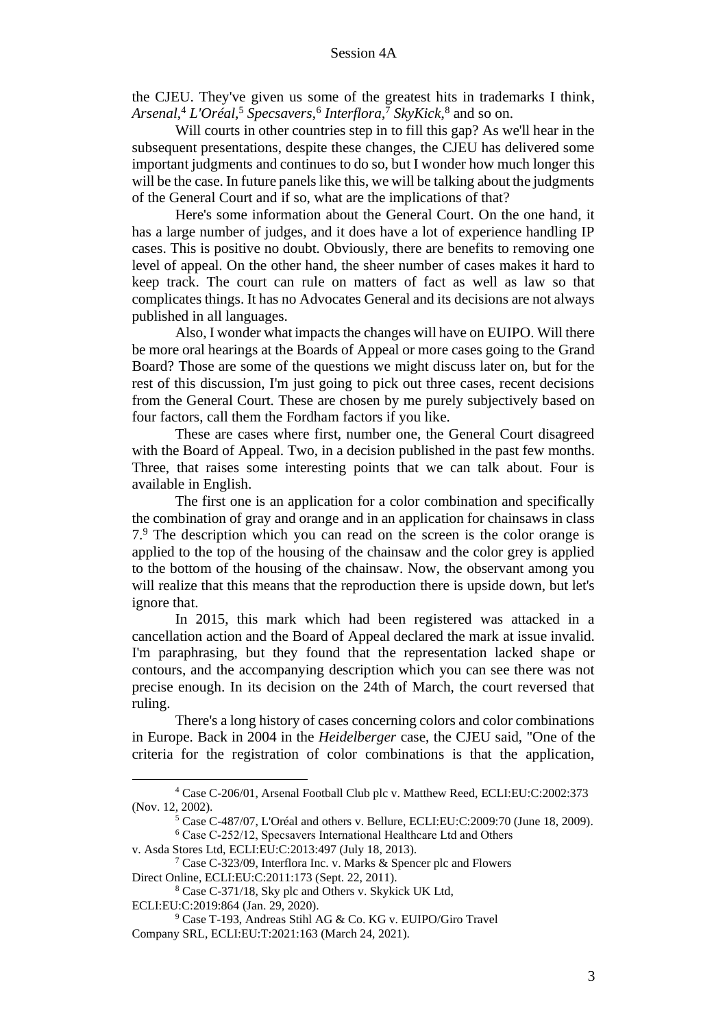the CJEU. They've given us some of the greatest hits in trademarks I think, *Arsenal*,[4] *L'Oréal*,[5] *Specsavers*,[6] *Interflora*,[7] *SkyKick*,[8] and so on.

Will courts in other countries step in to fill this gap? As we'll hear in the subsequent presentations, despite these changes, the CJEU has delivered some important judgments and continues to do so, but I wonder how much longer this will be the case. In future panels like this, we will be talking about the judgments of the General Court and if so, what are the implications of that?

Here's some information about the General Court. On the one hand, it has a large number of judges, and it does have a lot of experience handling IP cases. This is positive no doubt. Obviously, there are benefits to removing one level of appeal. On the other hand, the sheer number of cases makes it hard to keep track. The court can rule on matters of fact as well as law so that complicates things. It has no Advocates General and its decisions are not always published in all languages.

Also, I wonder what impacts the changes will have on EUIPO. Will there be more oral hearings at the Boards of Appeal or more cases going to the Grand Board? Those are some of the questions we might discuss later on, but for the rest of this discussion, I'm just going to pick out three cases, recent decisions from the General Court. These are chosen by me purely subjectively based on four factors, call them the Fordham factors if you like.

These are cases where first, number one, the General Court disagreed with the Board of Appeal. Two, in a decision published in the past few months. Three, that raises some interesting points that we can talk about. Four is available in English.

The first one is an application for a color combination and specifically the combination of gray and orange and in an application for chainsaws in class 7.[9] The description which you can read on the screen is the color orange is applied to the top of the housing of the chainsaw and the color grey is applied to the bottom of the housing of the chainsaw. Now, the observant among you will realize that this means that the reproduction there is upside down, but let's ignore that.

In 2015, this mark which had been registered was attacked in a cancellation action and the Board of Appeal declared the mark at issue invalid. I'm paraphrasing, but they found that the representation lacked shape or contours, and the accompanying description which you can see there was not precise enough. In its decision on the 24th of March, the court reversed that ruling.

There's a long history of cases concerning colors and color combinations in Europe. Back in 2004 in the *Heidelberger* case, the CJEU said, "One of the criteria for the registration of color combinations is that the application,

---

[4] Case C-206/01, Arsenal Football Club plc v. Matthew Reed, ECLI:EU:C:2002:373 (Nov. 12, 2002).

[5] Case C-487/07, L'Oréal and others v. Bellure, ECLI:EU:C:2009:70 (June 18, 2009).

[6] Case C-252/12, Specsavers International Healthcare Ltd and Others v. Asda Stores Ltd, ECLI:EU:C:2013:497 (July 18, 2013).

[7] Case C-323/09, Interflora Inc. v. Marks & Spencer plc and Flowers Direct Online, ECLI:EU:C:2011:173 (Sept. 22, 2011).

[8] Case C-371/18, Sky plc and Others v. Skykick UK Ltd, ECLI:EU:C:2019:864 (Jan. 29, 2020).

[9] Case T-193, Andreas Stihl AG & Co. KG v. EUIPO/Giro Travel Company SRL, ECLI:EU:T:2021:163 (March 24, 2021).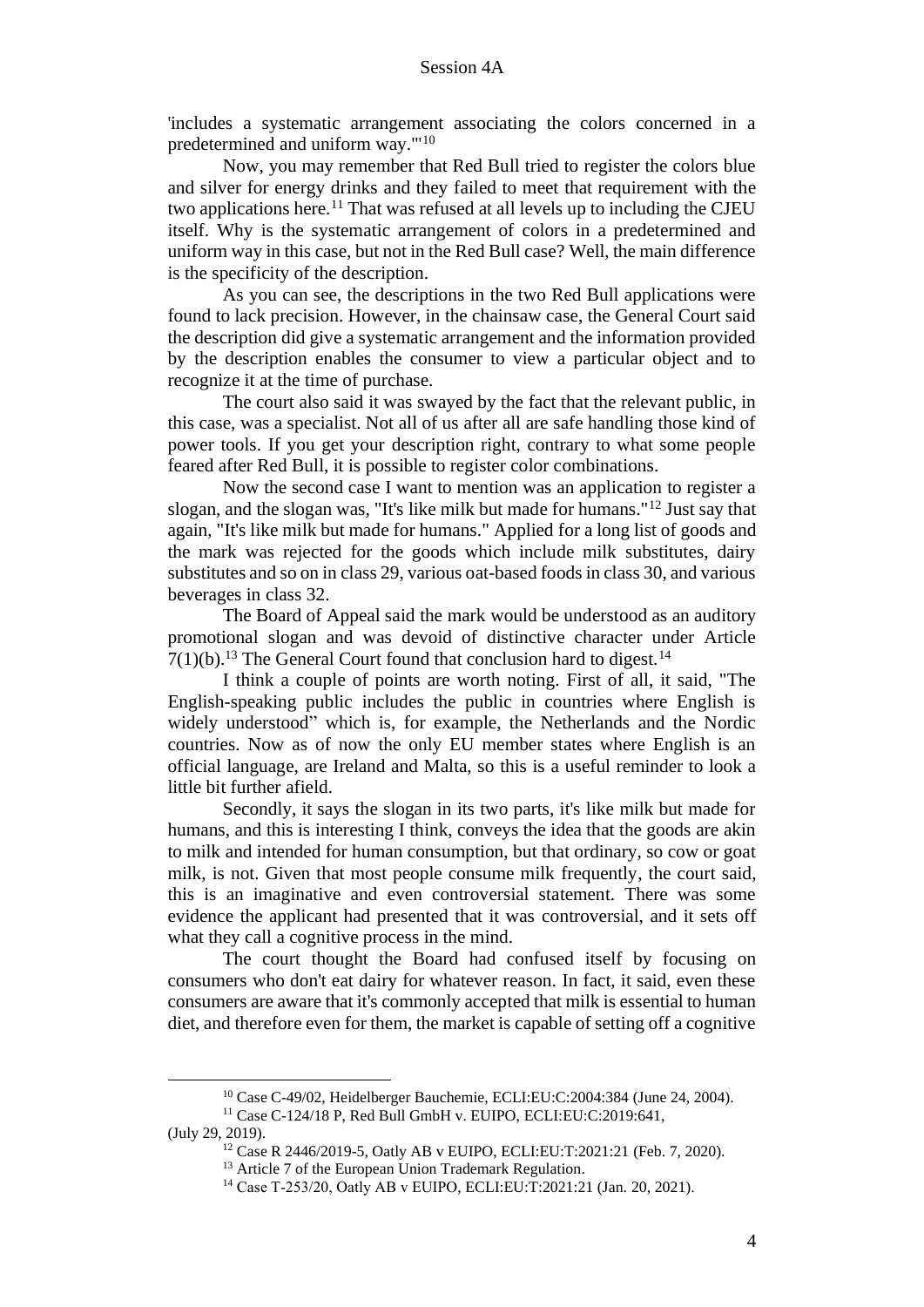'includes a systematic arrangement associating the colors concerned in a predetermined and uniform way.'"[10]

Now, you may remember that Red Bull tried to register the colors blue and silver for energy drinks and they failed to meet that requirement with the two applications here.[11] That was refused at all levels up to including the CJEU itself. Why is the systematic arrangement of colors in a predetermined and uniform way in this case, but not in the Red Bull case? Well, the main difference is the specificity of the description.

As you can see, the descriptions in the two Red Bull applications were found to lack precision. However, in the chainsaw case, the General Court said the description did give a systematic arrangement and the information provided by the description enables the consumer to view a particular object and to recognize it at the time of purchase.

The court also said it was swayed by the fact that the relevant public, in this case, was a specialist. Not all of us after all are safe handling those kind of power tools. If you get your description right, contrary to what some people feared after Red Bull, it is possible to register color combinations.

Now the second case I want to mention was an application to register a slogan, and the slogan was, "It's like milk but made for humans."[12] Just say that again, "It's like milk but made for humans." Applied for a long list of goods and the mark was rejected for the goods which include milk substitutes, dairy substitutes and so on in class 29, various oat-based foods in class 30, and various beverages in class 32.

The Board of Appeal said the mark would be understood as an auditory promotional slogan and was devoid of distinctive character under Article 7(1)(b).[13] The General Court found that conclusion hard to digest.[14]

I think a couple of points are worth noting. First of all, it said, "The English-speaking public includes the public in countries where English is widely understood" which is, for example, the Netherlands and the Nordic countries. Now as of now the only EU member states where English is an official language, are Ireland and Malta, so this is a useful reminder to look a little bit further afield.

Secondly, it says the slogan in its two parts, it's like milk but made for humans, and this is interesting I think, conveys the idea that the goods are akin to milk and intended for human consumption, but that ordinary, so cow or goat milk, is not. Given that most people consume milk frequently, the court said, this is an imaginative and even controversial statement. There was some evidence the applicant had presented that it was controversial, and it sets off what they call a cognitive process in the mind.

The court thought the Board had confused itself by focusing on consumers who don't eat dairy for whatever reason. In fact, it said, even these consumers are aware that it's commonly accepted that milk is essential to human diet, and therefore even for them, the market is capable of setting off a cognitive

---

[10] Case C-49/02, Heidelberger Bauchemie, ECLI:EU:C:2004:384 (June 24, 2004).

[11] Case C-124/18 P, Red Bull GmbH v. EUIPO, ECLI:EU:C:2019:641, (July 29, 2019).

[12] Case R 2446/2019-5, Oatly AB v EUIPO, ECLI:EU:T:2021:21 (Feb. 7, 2020).

[13] Article 7 of the European Union Trademark Regulation.

[14] Case T-253/20, Oatly AB v EUIPO, ECLI:EU:T:2021:21 (Jan. 20, 2021).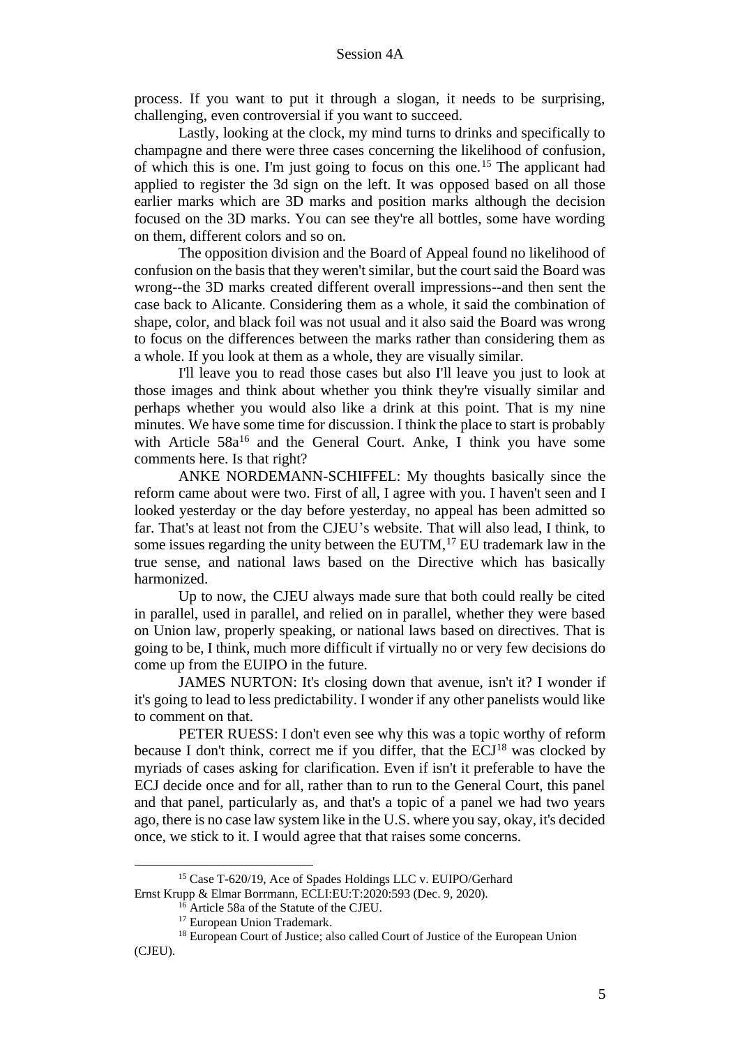process. If you want to put it through a slogan, it needs to be surprising, challenging, even controversial if you want to succeed.

Lastly, looking at the clock, my mind turns to drinks and specifically to champagne and there were three cases concerning the likelihood of confusion, of which this is one. I'm just going to focus on this one.[15] The applicant had applied to register the 3d sign on the left. It was opposed based on all those earlier marks which are 3D marks and position marks although the decision focused on the 3D marks. You can see they're all bottles, some have wording on them, different colors and so on.

The opposition division and the Board of Appeal found no likelihood of confusion on the basis that they weren't similar, but the court said the Board was wrong--the 3D marks created different overall impressions--and then sent the case back to Alicante. Considering them as a whole, it said the combination of shape, color, and black foil was not usual and it also said the Board was wrong to focus on the differences between the marks rather than considering them as a whole. If you look at them as a whole, they are visually similar.

I'll leave you to read those cases but also I'll leave you just to look at those images and think about whether you think they're visually similar and perhaps whether you would also like a drink at this point. That is my nine minutes. We have some time for discussion. I think the place to start is probably with Article 58a[16] and the General Court. Anke, I think you have some comments here. Is that right?

ANKE NORDEMANN-SCHIFFEL: My thoughts basically since the reform came about were two. First of all, I agree with you. I haven't seen and I looked yesterday or the day before yesterday, no appeal has been admitted so far. That's at least not from the CJEU's website. That will also lead, I think, to some issues regarding the unity between the EUTM,[17] EU trademark law in the true sense, and national laws based on the Directive which has basically harmonized.

Up to now, the CJEU always made sure that both could really be cited in parallel, used in parallel, and relied on in parallel, whether they were based on Union law, properly speaking, or national laws based on directives. That is going to be, I think, much more difficult if virtually no or very few decisions do come up from the EUIPO in the future.

JAMES NURTON: It's closing down that avenue, isn't it? I wonder if it's going to lead to less predictability. I wonder if any other panelists would like to comment on that.

PETER RUESS: I don't even see why this was a topic worthy of reform because I don't think, correct me if you differ, that the ECJ[18] was clocked by myriads of cases asking for clarification. Even if isn't it preferable to have the ECJ decide once and for all, rather than to run to the General Court, this panel and that panel, particularly as, and that's a topic of a panel we had two years ago, there is no case law system like in the U.S. where you say, okay, it's decided once, we stick to it. I would agree that that raises some concerns.

---

[15] Case T-620/19, Ace of Spades Holdings LLC v. EUIPO/Gerhard Ernst Krupp & Elmar Borrmann, ECLI:EU:T:2020:593 (Dec. 9, 2020).

[16] Article 58a of the Statute of the CJEU.

[17] European Union Trademark.

[18] European Court of Justice; also called Court of Justice of the European Union (CJEU).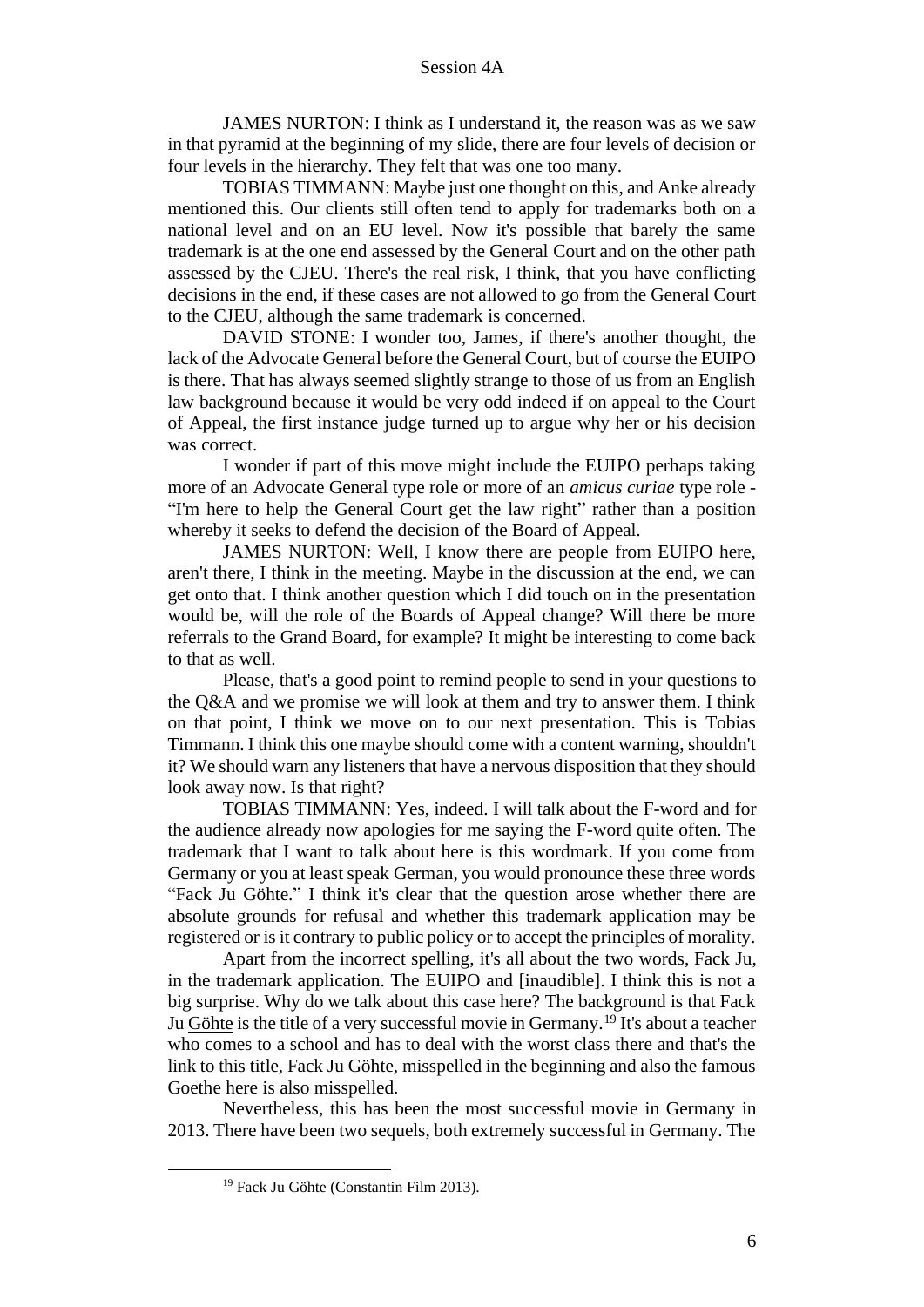JAMES NURTON: I think as I understand it, the reason was as we saw in that pyramid at the beginning of my slide, there are four levels of decision or four levels in the hierarchy. They felt that was one too many.

TOBIAS TIMMANN: Maybe just one thought on this, and Anke already mentioned this. Our clients still often tend to apply for trademarks both on a national level and on an EU level. Now it's possible that barely the same trademark is at the one end assessed by the General Court and on the other path assessed by the CJEU. There's the real risk, I think, that you have conflicting decisions in the end, if these cases are not allowed to go from the General Court to the CJEU, although the same trademark is concerned.

DAVID STONE: I wonder too, James, if there's another thought, the lack of the Advocate General before the General Court, but of course the EUIPO is there. That has always seemed slightly strange to those of us from an English law background because it would be very odd indeed if on appeal to the Court of Appeal, the first instance judge turned up to argue why her or his decision was correct.

I wonder if part of this move might include the EUIPO perhaps taking more of an Advocate General type role or more of an *amicus curiae* type role - "I'm here to help the General Court get the law right" rather than a position whereby it seeks to defend the decision of the Board of Appeal.

JAMES NURTON: Well, I know there are people from EUIPO here, aren't there, I think in the meeting. Maybe in the discussion at the end, we can get onto that. I think another question which I did touch on in the presentation would be, will the role of the Boards of Appeal change? Will there be more referrals to the Grand Board, for example? It might be interesting to come back to that as well.

Please, that's a good point to remind people to send in your questions to the Q&A and we promise we will look at them and try to answer them. I think on that point, I think we move on to our next presentation. This is Tobias Timmann. I think this one maybe should come with a content warning, shouldn't it? We should warn any listeners that have a nervous disposition that they should look away now. Is that right?

TOBIAS TIMMANN: Yes, indeed. I will talk about the F-word and for the audience already now apologies for me saying the F-word quite often. The trademark that I want to talk about here is this wordmark. If you come from Germany or you at least speak German, you would pronounce these three words "Fack Ju Göhte." I think it's clear that the question arose whether there are absolute grounds for refusal and whether this trademark application may be registered or is it contrary to public policy or to accept the principles of morality.

Apart from the incorrect spelling, it's all about the two words, Fack Ju, in the trademark application. The EUIPO and [inaudible]. I think this is not a big surprise. Why do we talk about this case here? The background is that Fack Ju Göhte is the title of a very successful movie in Germany.[19] It's about a teacher who comes to a school and has to deal with the worst class there and that's the link to this title, Fack Ju Göhte, misspelled in the beginning and also the famous Goethe here is also misspelled.

Nevertheless, this has been the most successful movie in Germany in 2013. There have been two sequels, both extremely successful in Germany. The

[19] Fack Ju Göhte (Constantin Film 2013).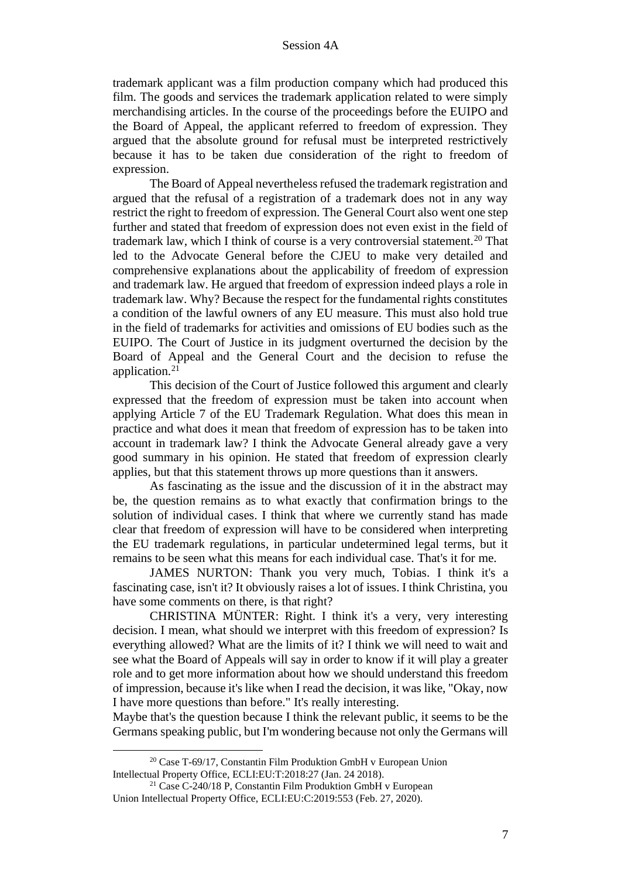trademark applicant was a film production company which had produced this film. The goods and services the trademark application related to were simply merchandising articles. In the course of the proceedings before the EUIPO and the Board of Appeal, the applicant referred to freedom of expression. They argued that the absolute ground for refusal must be interpreted restrictively because it has to be taken due consideration of the right to freedom of expression.

The Board of Appeal nevertheless refused the trademark registration and argued that the refusal of a registration of a trademark does not in any way restrict the right to freedom of expression. The General Court also went one step further and stated that freedom of expression does not even exist in the field of trademark law, which I think of course is a very controversial statement.[20] That led to the Advocate General before the CJEU to make very detailed and comprehensive explanations about the applicability of freedom of expression and trademark law. He argued that freedom of expression indeed plays a role in trademark law. Why? Because the respect for the fundamental rights constitutes a condition of the lawful owners of any EU measure. This must also hold true in the field of trademarks for activities and omissions of EU bodies such as the EUIPO. The Court of Justice in its judgment overturned the decision by the Board of Appeal and the General Court and the decision to refuse the application.[21]

This decision of the Court of Justice followed this argument and clearly expressed that the freedom of expression must be taken into account when applying Article 7 of the EU Trademark Regulation. What does this mean in practice and what does it mean that freedom of expression has to be taken into account in trademark law? I think the Advocate General already gave a very good summary in his opinion. He stated that freedom of expression clearly applies, but that this statement throws up more questions than it answers.

As fascinating as the issue and the discussion of it in the abstract may be, the question remains as to what exactly that confirmation brings to the solution of individual cases. I think that where we currently stand has made clear that freedom of expression will have to be considered when interpreting the EU trademark regulations, in particular undetermined legal terms, but it remains to be seen what this means for each individual case. That's it for me.

JAMES NURTON: Thank you very much, Tobias. I think it's a fascinating case, isn't it? It obviously raises a lot of issues. I think Christina, you have some comments on there, is that right?

CHRISTINA MÜNTER: Right. I think it's a very, very interesting decision. I mean, what should we interpret with this freedom of expression? Is everything allowed? What are the limits of it? I think we will need to wait and see what the Board of Appeals will say in order to know if it will play a greater role and to get more information about how we should understand this freedom of impression, because it's like when I read the decision, it was like, "Okay, now I have more questions than before." It's really interesting.

Maybe that's the question because I think the relevant public, it seems to be the Germans speaking public, but I'm wondering because not only the Germans will

---

[20] Case T-69/17, Constantin Film Produktion GmbH v European Union Intellectual Property Office, ECLI:EU:T:2018:27 (Jan. 24 2018).

[21] Case C-240/18 P, Constantin Film Produktion GmbH v European Union Intellectual Property Office, ECLI:EU:C:2019:553 (Feb. 27, 2020).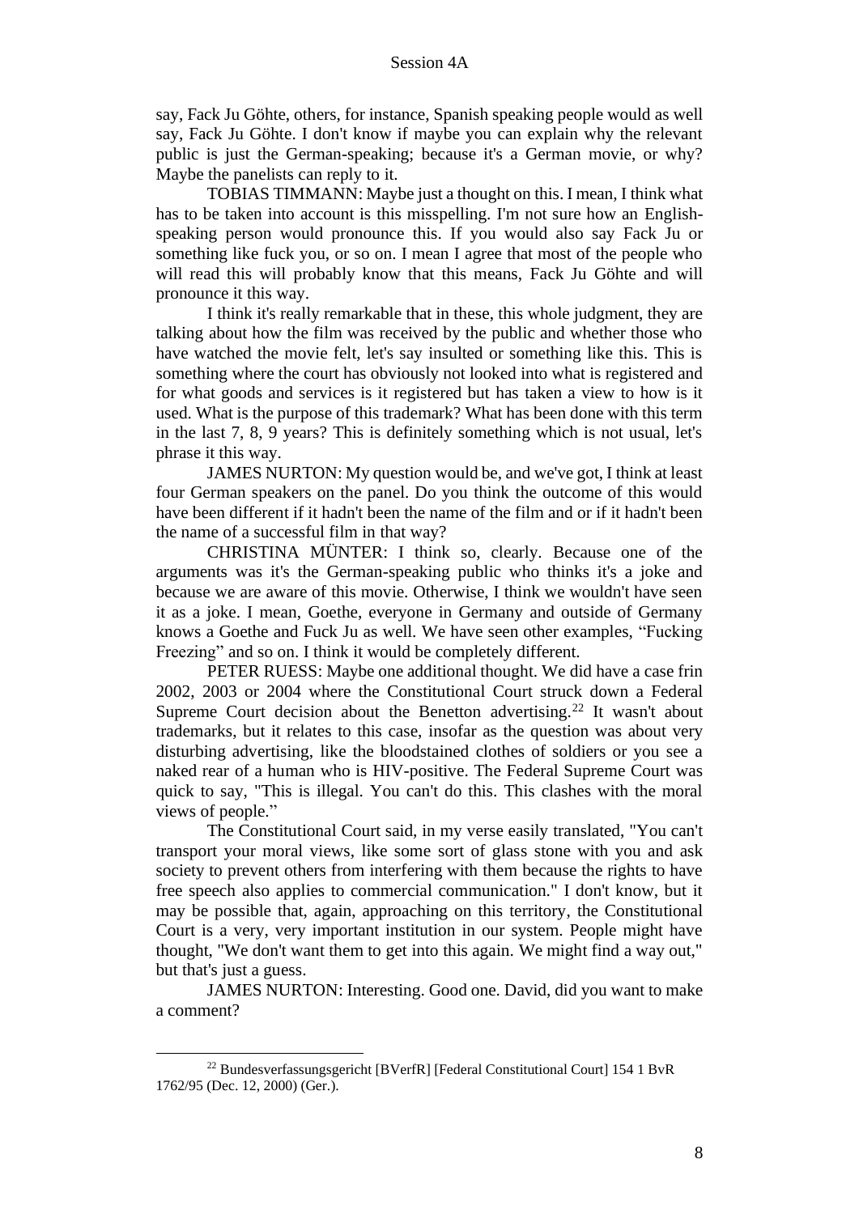say, Fack Ju Göhte, others, for instance, Spanish speaking people would as well say, Fack Ju Göhte. I don't know if maybe you can explain why the relevant public is just the German-speaking; because it's a German movie, or why? Maybe the panelists can reply to it.

TOBIAS TIMMANN: Maybe just a thought on this. I mean, I think what has to be taken into account is this misspelling. I'm not sure how an English-speaking person would pronounce this. If you would also say Fack Ju or something like fuck you, or so on. I mean I agree that most of the people who will read this will probably know that this means, Fack Ju Göhte and will pronounce it this way.

I think it's really remarkable that in these, this whole judgment, they are talking about how the film was received by the public and whether those who have watched the movie felt, let's say insulted or something like this. This is something where the court has obviously not looked into what is registered and for what goods and services is it registered but has taken a view to how is it used. What is the purpose of this trademark? What has been done with this term in the last 7, 8, 9 years? This is definitely something which is not usual, let's phrase it this way.

JAMES NURTON: My question would be, and we've got, I think at least four German speakers on the panel. Do you think the outcome of this would have been different if it hadn't been the name of the film and or if it hadn't been the name of a successful film in that way?

CHRISTINA MÜNTER: I think so, clearly. Because one of the arguments was it's the German-speaking public who thinks it's a joke and because we are aware of this movie. Otherwise, I think we wouldn't have seen it as a joke. I mean, Goethe, everyone in Germany and outside of Germany knows a Goethe and Fuck Ju as well. We have seen other examples, "Fucking Freezing" and so on. I think it would be completely different.

PETER RUESS: Maybe one additional thought. We did have a case frin 2002, 2003 or 2004 where the Constitutional Court struck down a Federal Supreme Court decision about the Benetton advertising.[22] It wasn't about trademarks, but it relates to this case, insofar as the question was about very disturbing advertising, like the bloodstained clothes of soldiers or you see a naked rear of a human who is HIV-positive. The Federal Supreme Court was quick to say, "This is illegal. You can't do this. This clashes with the moral views of people."

The Constitutional Court said, in my verse easily translated, "You can't transport your moral views, like some sort of glass stone with you and ask society to prevent others from interfering with them because the rights to have free speech also applies to commercial communication." I don't know, but it may be possible that, again, approaching on this territory, the Constitutional Court is a very, very important institution in our system. People might have thought, "We don't want them to get into this again. We might find a way out," but that's just a guess.

JAMES NURTON: Interesting. Good one. David, did you want to make a comment?

---

[22] Bundesverfassungsgericht [BVerfR] [Federal Constitutional Court] 154 1 BvR 1762/95 (Dec. 12, 2000) (Ger.).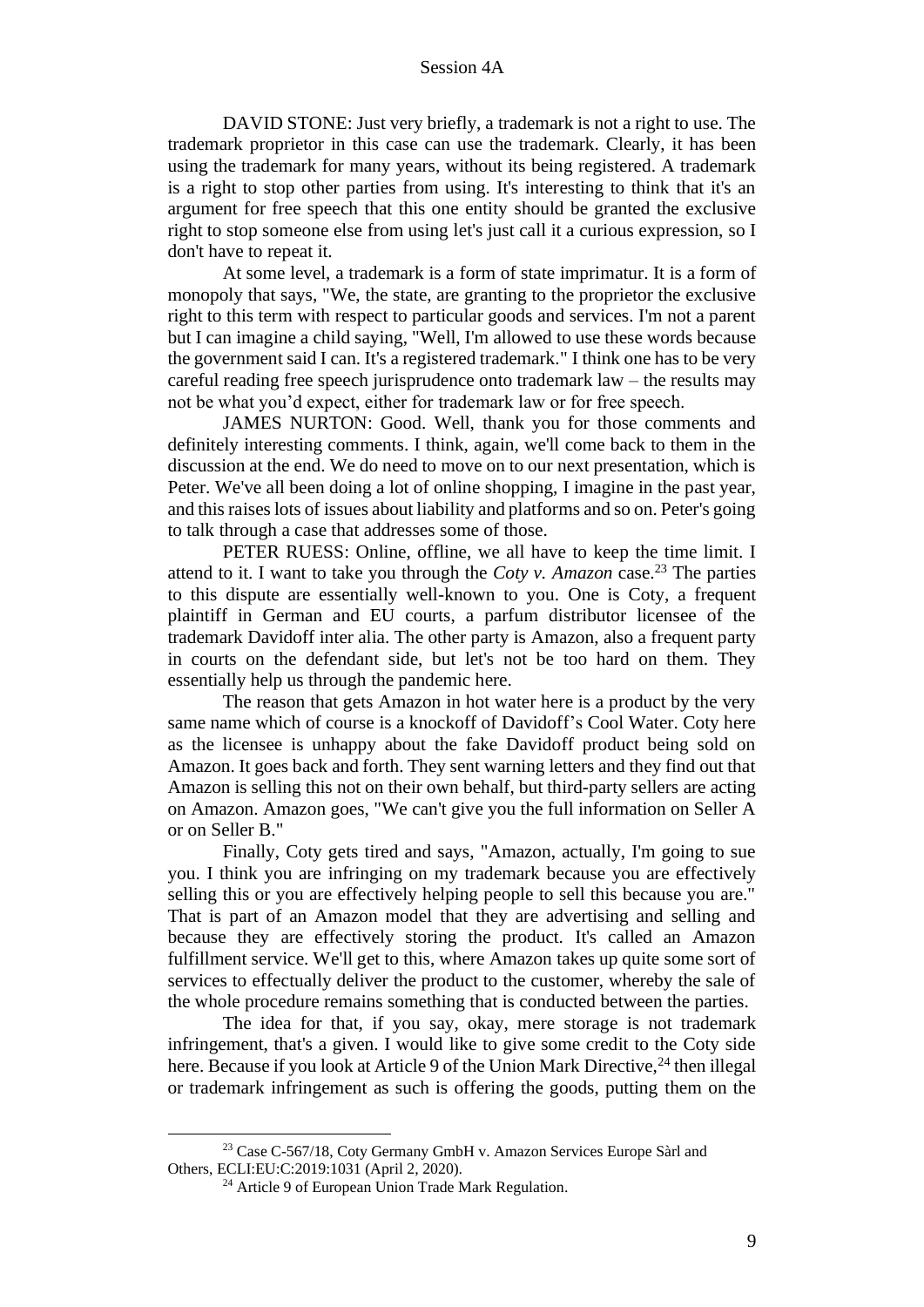DAVID STONE: Just very briefly, a trademark is not a right to use. The trademark proprietor in this case can use the trademark. Clearly, it has been using the trademark for many years, without its being registered. A trademark is a right to stop other parties from using. It's interesting to think that it's an argument for free speech that this one entity should be granted the exclusive right to stop someone else from using let's just call it a curious expression, so I don't have to repeat it.

At some level, a trademark is a form of state imprimatur. It is a form of monopoly that says, "We, the state, are granting to the proprietor the exclusive right to this term with respect to particular goods and services. I'm not a parent but I can imagine a child saying, "Well, I'm allowed to use these words because the government said I can. It's a registered trademark." I think one has to be very careful reading free speech jurisprudence onto trademark law – the results may not be what you'd expect, either for trademark law or for free speech.

JAMES NURTON: Good. Well, thank you for those comments and definitely interesting comments. I think, again, we'll come back to them in the discussion at the end. We do need to move on to our next presentation, which is Peter. We've all been doing a lot of online shopping, I imagine in the past year, and this raises lots of issues about liability and platforms and so on. Peter's going to talk through a case that addresses some of those.

PETER RUESS: Online, offline, we all have to keep the time limit. I attend to it. I want to take you through the *Coty v. Amazon* case.[23] The parties to this dispute are essentially well-known to you. One is Coty, a frequent plaintiff in German and EU courts, a parfum distributor licensee of the trademark Davidoff inter alia. The other party is Amazon, also a frequent party in courts on the defendant side, but let's not be too hard on them. They essentially help us through the pandemic here.

The reason that gets Amazon in hot water here is a product by the very same name which of course is a knockoff of Davidoff's Cool Water. Coty here as the licensee is unhappy about the fake Davidoff product being sold on Amazon. It goes back and forth. They sent warning letters and they find out that Amazon is selling this not on their own behalf, but third-party sellers are acting on Amazon. Amazon goes, "We can't give you the full information on Seller A or on Seller B."

Finally, Coty gets tired and says, "Amazon, actually, I'm going to sue you. I think you are infringing on my trademark because you are effectively selling this or you are effectively helping people to sell this because you are." That is part of an Amazon model that they are advertising and selling and because they are effectively storing the product. It's called an Amazon fulfillment service. We'll get to this, where Amazon takes up quite some sort of services to effectually deliver the product to the customer, whereby the sale of the whole procedure remains something that is conducted between the parties.

The idea for that, if you say, okay, mere storage is not trademark infringement, that's a given. I would like to give some credit to the Coty side here. Because if you look at Article 9 of the Union Mark Directive,[24] then illegal or trademark infringement as such is offering the goods, putting them on the

---

[23] Case C-567/18, Coty Germany GmbH v. Amazon Services Europe Sàrl and Others, ECLI:EU:C:2019:1031 (April 2, 2020).

[24] Article 9 of European Union Trade Mark Regulation.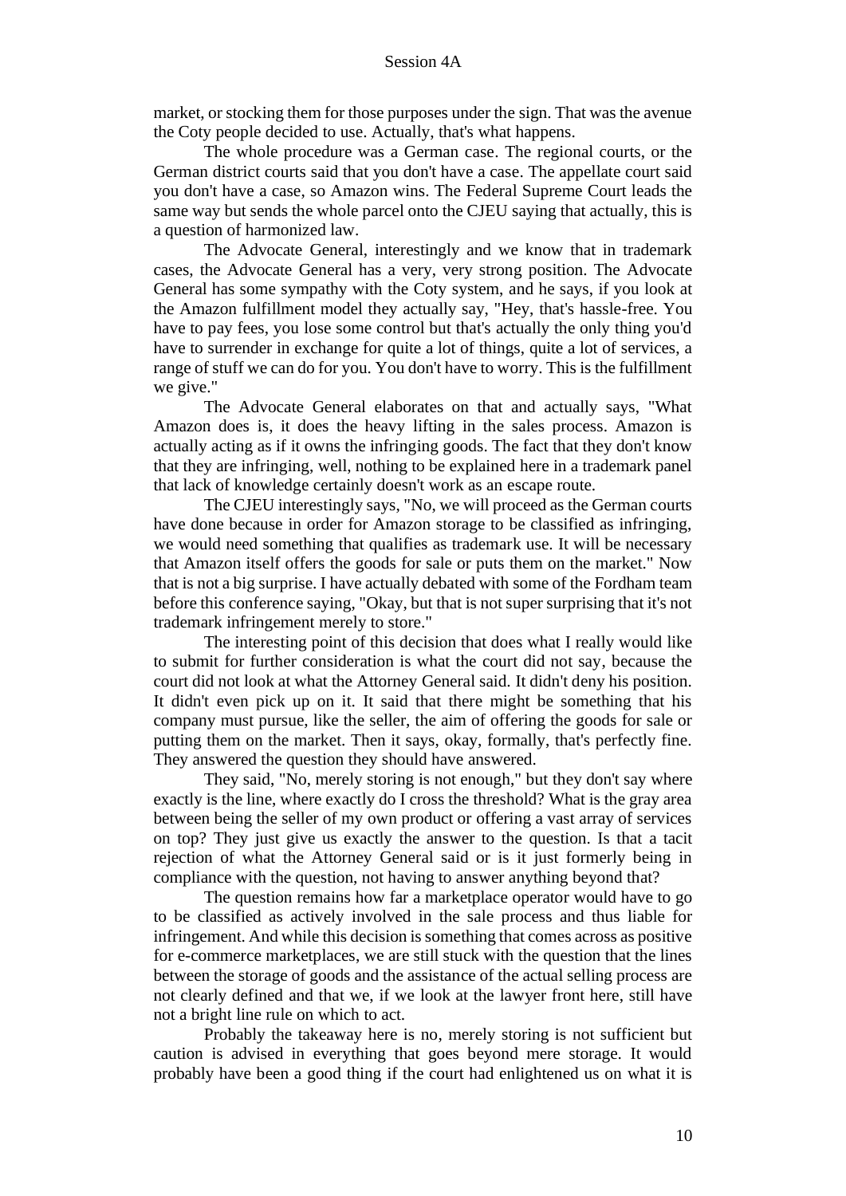market, or stocking them for those purposes under the sign. That was the avenue the Coty people decided to use. Actually, that's what happens.

The whole procedure was a German case. The regional courts, or the German district courts said that you don't have a case. The appellate court said you don't have a case, so Amazon wins. The Federal Supreme Court leads the same way but sends the whole parcel onto the CJEU saying that actually, this is a question of harmonized law.

The Advocate General, interestingly and we know that in trademark cases, the Advocate General has a very, very strong position. The Advocate General has some sympathy with the Coty system, and he says, if you look at the Amazon fulfillment model they actually say, "Hey, that's hassle-free. You have to pay fees, you lose some control but that's actually the only thing you'd have to surrender in exchange for quite a lot of things, quite a lot of services, a range of stuff we can do for you. You don't have to worry. This is the fulfillment we give."

The Advocate General elaborates on that and actually says, "What Amazon does is, it does the heavy lifting in the sales process. Amazon is actually acting as if it owns the infringing goods. The fact that they don't know that they are infringing, well, nothing to be explained here in a trademark panel that lack of knowledge certainly doesn't work as an escape route.

The CJEU interestingly says, "No, we will proceed as the German courts have done because in order for Amazon storage to be classified as infringing, we would need something that qualifies as trademark use. It will be necessary that Amazon itself offers the goods for sale or puts them on the market." Now that is not a big surprise. I have actually debated with some of the Fordham team before this conference saying, "Okay, but that is not super surprising that it's not trademark infringement merely to store."

The interesting point of this decision that does what I really would like to submit for further consideration is what the court did not say, because the court did not look at what the Attorney General said. It didn't deny his position. It didn't even pick up on it. It said that there might be something that his company must pursue, like the seller, the aim of offering the goods for sale or putting them on the market. Then it says, okay, formally, that's perfectly fine. They answered the question they should have answered.

They said, "No, merely storing is not enough," but they don't say where exactly is the line, where exactly do I cross the threshold? What is the gray area between being the seller of my own product or offering a vast array of services on top? They just give us exactly the answer to the question. Is that a tacit rejection of what the Attorney General said or is it just formerly being in compliance with the question, not having to answer anything beyond that?

The question remains how far a marketplace operator would have to go to be classified as actively involved in the sale process and thus liable for infringement. And while this decision is something that comes across as positive for e-commerce marketplaces, we are still stuck with the question that the lines between the storage of goods and the assistance of the actual selling process are not clearly defined and that we, if we look at the lawyer front here, still have not a bright line rule on which to act.

Probably the takeaway here is no, merely storing is not sufficient but caution is advised in everything that goes beyond mere storage. It would probably have been a good thing if the court had enlightened us on what it is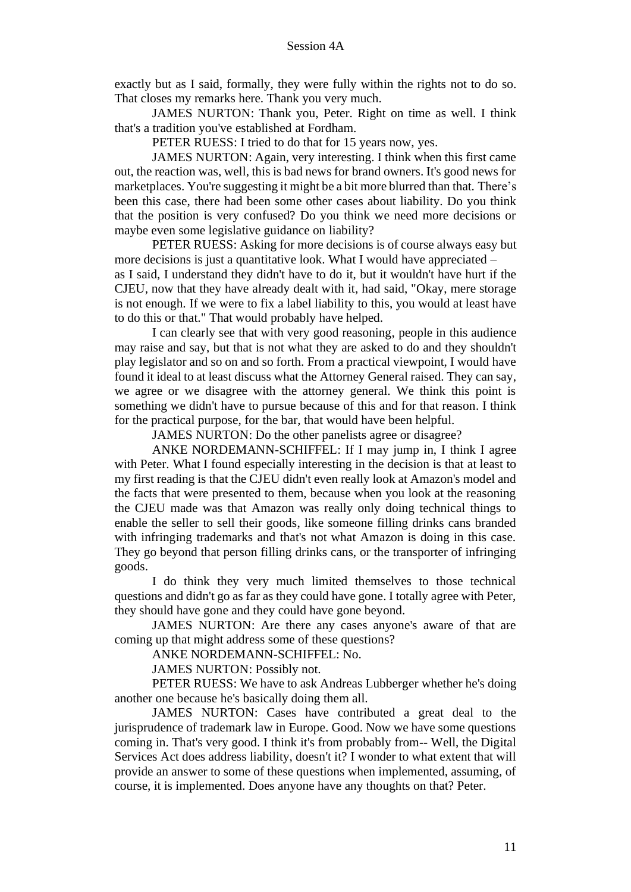exactly but as I said, formally, they were fully within the rights not to do so. That closes my remarks here. Thank you very much.

JAMES NURTON: Thank you, Peter. Right on time as well. I think that's a tradition you've established at Fordham.

PETER RUESS: I tried to do that for 15 years now, yes.

JAMES NURTON: Again, very interesting. I think when this first came out, the reaction was, well, this is bad news for brand owners. It's good news for marketplaces. You're suggesting it might be a bit more blurred than that. There's been this case, there had been some other cases about liability. Do you think that the position is very confused? Do you think we need more decisions or maybe even some legislative guidance on liability?

PETER RUESS: Asking for more decisions is of course always easy but more decisions is just a quantitative look. What I would have appreciated – as I said, I understand they didn't have to do it, but it wouldn't have hurt if the CJEU, now that they have already dealt with it, had said, "Okay, mere storage is not enough. If we were to fix a label liability to this, you would at least have to do this or that." That would probably have helped.

I can clearly see that with very good reasoning, people in this audience may raise and say, but that is not what they are asked to do and they shouldn't play legislator and so on and so forth. From a practical viewpoint, I would have found it ideal to at least discuss what the Attorney General raised. They can say, we agree or we disagree with the attorney general. We think this point is something we didn't have to pursue because of this and for that reason. I think for the practical purpose, for the bar, that would have been helpful.

JAMES NURTON: Do the other panelists agree or disagree?

ANKE NORDEMANN-SCHIFFEL: If I may jump in, I think I agree with Peter. What I found especially interesting in the decision is that at least to my first reading is that the CJEU didn't even really look at Amazon's model and the facts that were presented to them, because when you look at the reasoning the CJEU made was that Amazon was really only doing technical things to enable the seller to sell their goods, like someone filling drinks cans branded with infringing trademarks and that's not what Amazon is doing in this case. They go beyond that person filling drinks cans, or the transporter of infringing goods.

I do think they very much limited themselves to those technical questions and didn't go as far as they could have gone. I totally agree with Peter, they should have gone and they could have gone beyond.

JAMES NURTON: Are there any cases anyone's aware of that are coming up that might address some of these questions?

ANKE NORDEMANN-SCHIFFEL: No.

JAMES NURTON: Possibly not.

PETER RUESS: We have to ask Andreas Lubberger whether he's doing another one because he's basically doing them all.

JAMES NURTON: Cases have contributed a great deal to the jurisprudence of trademark law in Europe. Good. Now we have some questions coming in. That's very good. I think it's from probably from-- Well, the Digital Services Act does address liability, doesn't it? I wonder to what extent that will provide an answer to some of these questions when implemented, assuming, of course, it is implemented. Does anyone have any thoughts on that? Peter.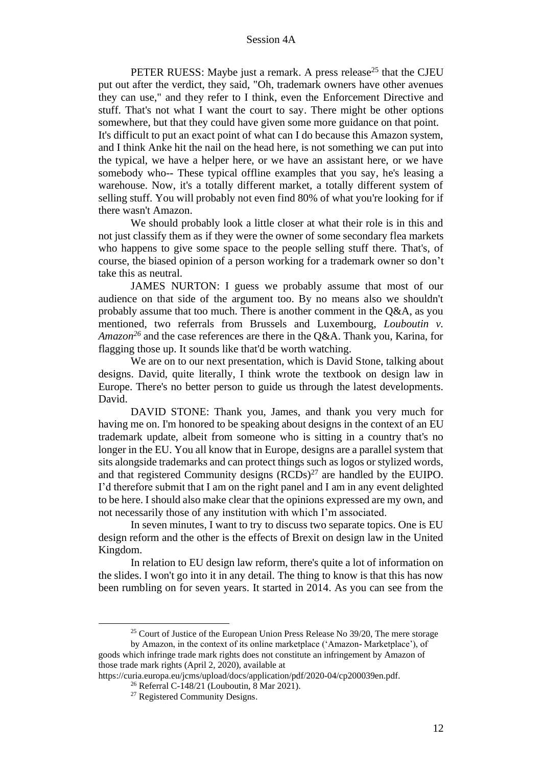PETER RUESS: Maybe just a remark. A press release[25] that the CJEU put out after the verdict, they said, "Oh, trademark owners have other avenues they can use," and they refer to I think, even the Enforcement Directive and stuff. That's not what I want the court to say. There might be other options somewhere, but that they could have given some more guidance on that point. It's difficult to put an exact point of what can I do because this Amazon system, and I think Anke hit the nail on the head here, is not something we can put into the typical, we have a helper here, or we have an assistant here, or we have somebody who-- These typical offline examples that you say, he's leasing a warehouse. Now, it's a totally different market, a totally different system of selling stuff. You will probably not even find 80% of what you're looking for if there wasn't Amazon.

We should probably look a little closer at what their role is in this and not just classify them as if they were the owner of some secondary flea markets who happens to give some space to the people selling stuff there. That's, of course, the biased opinion of a person working for a trademark owner so don't take this as neutral.

JAMES NURTON: I guess we probably assume that most of our audience on that side of the argument too. By no means also we shouldn't probably assume that too much. There is another comment in the Q&A, as you mentioned, two referrals from Brussels and Luxembourg, *Louboutin v. Amazon*[26] and the case references are there in the Q&A. Thank you, Karina, for flagging those up. It sounds like that'd be worth watching.

We are on to our next presentation, which is David Stone, talking about designs. David, quite literally, I think wrote the textbook on design law in Europe. There's no better person to guide us through the latest developments. David.

DAVID STONE: Thank you, James, and thank you very much for having me on. I'm honored to be speaking about designs in the context of an EU trademark update, albeit from someone who is sitting in a country that's no longer in the EU. You all know that in Europe, designs are a parallel system that sits alongside trademarks and can protect things such as logos or stylized words, and that registered Community designs (RCDs)[27] are handled by the EUIPO. I'd therefore submit that I am on the right panel and I am in any event delighted to be here. I should also make clear that the opinions expressed are my own, and not necessarily those of any institution with which I'm associated.

In seven minutes, I want to try to discuss two separate topics. One is EU design reform and the other is the effects of Brexit on design law in the United Kingdom.

In relation to EU design law reform, there's quite a lot of information on the slides. I won't go into it in any detail. The thing to know is that this has now been rumbling on for seven years. It started in 2014. As you can see from the

---

[25] Court of Justice of the European Union Press Release No 39/20, The mere storage by Amazon, in the context of its online marketplace ('Amazon- Marketplace'), of goods which infringe trade mark rights does not constitute an infringement by Amazon of those trade mark rights (April 2, 2020), available at https://curia.europa.eu/jcms/upload/docs/application/pdf/2020-04/cp200039en.pdf.

[26] Referral C-148/21 (Louboutin, 8 Mar 2021).

[27] Registered Community Designs.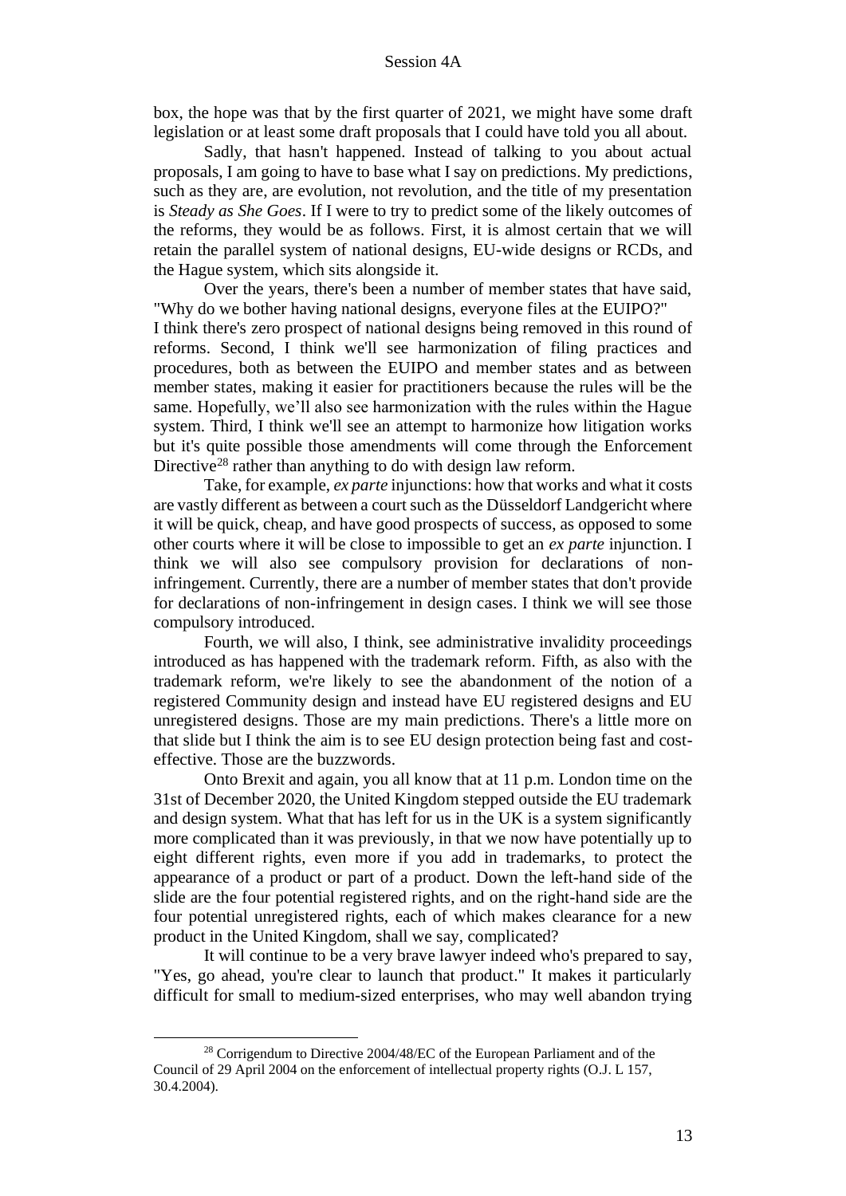box, the hope was that by the first quarter of 2021, we might have some draft legislation or at least some draft proposals that I could have told you all about.

Sadly, that hasn't happened. Instead of talking to you about actual proposals, I am going to have to base what I say on predictions. My predictions, such as they are, are evolution, not revolution, and the title of my presentation is *Steady as She Goes*. If I were to try to predict some of the likely outcomes of the reforms, they would be as follows. First, it is almost certain that we will retain the parallel system of national designs, EU-wide designs or RCDs, and the Hague system, which sits alongside it.

Over the years, there's been a number of member states that have said, "Why do we bother having national designs, everyone files at the EUIPO?" I think there's zero prospect of national designs being removed in this round of reforms. Second, I think we'll see harmonization of filing practices and procedures, both as between the EUIPO and member states and as between member states, making it easier for practitioners because the rules will be the same. Hopefully, we'll also see harmonization with the rules within the Hague system. Third, I think we'll see an attempt to harmonize how litigation works but it's quite possible those amendments will come through the Enforcement Directive[28] rather than anything to do with design law reform.

Take, for example, *ex parte* injunctions: how that works and what it costs are vastly different as between a court such as the Düsseldorf Landgericht where it will be quick, cheap, and have good prospects of success, as opposed to some other courts where it will be close to impossible to get an *ex parte* injunction. I think we will also see compulsory provision for declarations of non-infringement. Currently, there are a number of member states that don't provide for declarations of non-infringement in design cases. I think we will see those compulsory introduced.

Fourth, we will also, I think, see administrative invalidity proceedings introduced as has happened with the trademark reform. Fifth, as also with the trademark reform, we're likely to see the abandonment of the notion of a registered Community design and instead have EU registered designs and EU unregistered designs. Those are my main predictions. There's a little more on that slide but I think the aim is to see EU design protection being fast and cost-effective. Those are the buzzwords.

Onto Brexit and again, you all know that at 11 p.m. London time on the 31st of December 2020, the United Kingdom stepped outside the EU trademark and design system. What that has left for us in the UK is a system significantly more complicated than it was previously, in that we now have potentially up to eight different rights, even more if you add in trademarks, to protect the appearance of a product or part of a product. Down the left-hand side of the slide are the four potential registered rights, and on the right-hand side are the four potential unregistered rights, each of which makes clearance for a new product in the United Kingdom, shall we say, complicated?

It will continue to be a very brave lawyer indeed who's prepared to say, "Yes, go ahead, you're clear to launch that product." It makes it particularly difficult for small to medium-sized enterprises, who may well abandon trying

---

[28] Corrigendum to Directive 2004/48/EC of the European Parliament and of the Council of 29 April 2004 on the enforcement of intellectual property rights (O.J. L 157, 30.4.2004).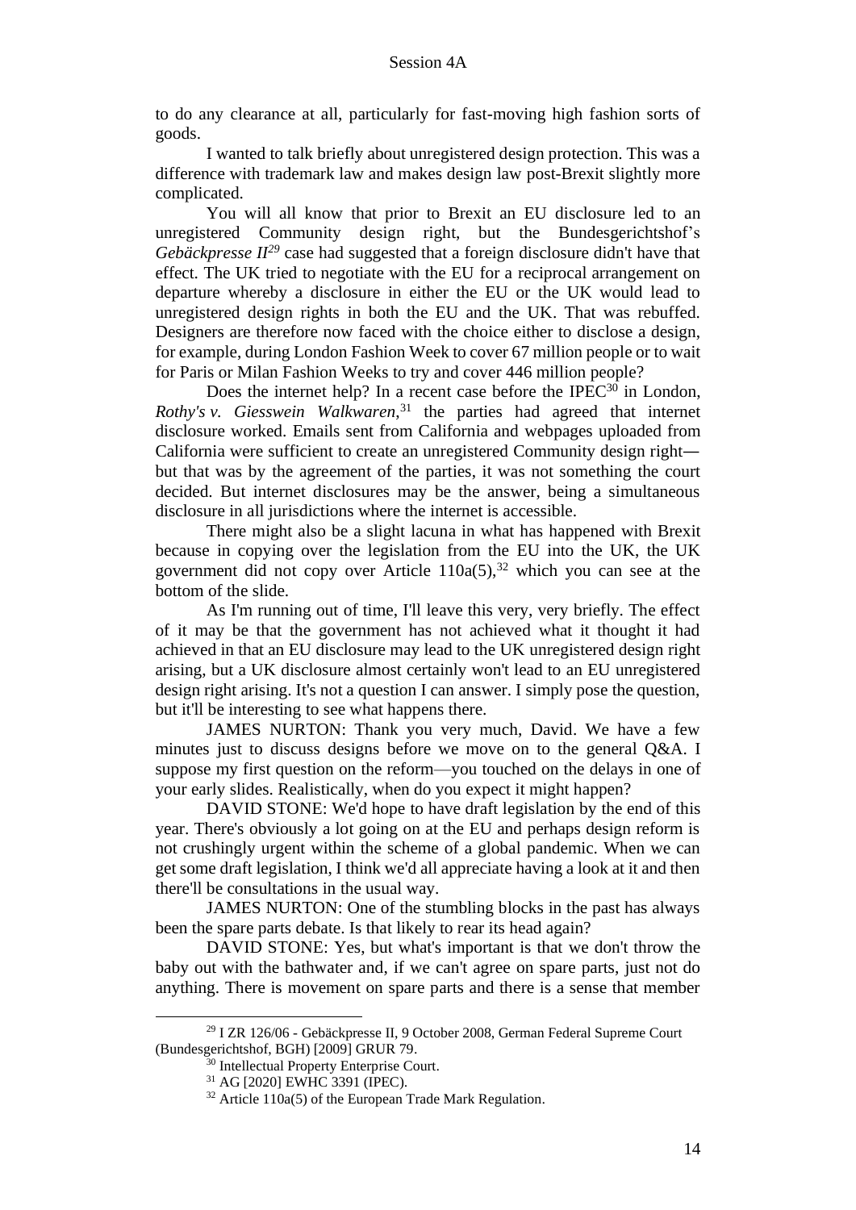to do any clearance at all, particularly for fast-moving high fashion sorts of goods.

I wanted to talk briefly about unregistered design protection. This was a difference with trademark law and makes design law post-Brexit slightly more complicated.

You will all know that prior to Brexit an EU disclosure led to an unregistered Community design right, but the Bundesgerichtshof's *Gebäckpresse II*[29] case had suggested that a foreign disclosure didn't have that effect. The UK tried to negotiate with the EU for a reciprocal arrangement on departure whereby a disclosure in either the EU or the UK would lead to unregistered design rights in both the EU and the UK. That was rebuffed. Designers are therefore now faced with the choice either to disclose a design, for example, during London Fashion Week to cover 67 million people or to wait for Paris or Milan Fashion Weeks to try and cover 446 million people?

Does the internet help? In a recent case before the IPEC[30] in London, *Rothy's v. Giesswein Walkwaren*,[31] the parties had agreed that internet disclosure worked. Emails sent from California and webpages uploaded from California were sufficient to create an unregistered Community design right—but that was by the agreement of the parties, it was not something the court decided. But internet disclosures may be the answer, being a simultaneous disclosure in all jurisdictions where the internet is accessible.

There might also be a slight lacuna in what has happened with Brexit because in copying over the legislation from the EU into the UK, the UK government did not copy over Article 110a(5),[32] which you can see at the bottom of the slide.

As I'm running out of time, I'll leave this very, very briefly. The effect of it may be that the government has not achieved what it thought it had achieved in that an EU disclosure may lead to the UK unregistered design right arising, but a UK disclosure almost certainly won't lead to an EU unregistered design right arising. It's not a question I can answer. I simply pose the question, but it'll be interesting to see what happens there.

JAMES NURTON: Thank you very much, David. We have a few minutes just to discuss designs before we move on to the general Q&A. I suppose my first question on the reform—you touched on the delays in one of your early slides. Realistically, when do you expect it might happen?

DAVID STONE: We'd hope to have draft legislation by the end of this year. There's obviously a lot going on at the EU and perhaps design reform is not crushingly urgent within the scheme of a global pandemic. When we can get some draft legislation, I think we'd all appreciate having a look at it and then there'll be consultations in the usual way.

JAMES NURTON: One of the stumbling blocks in the past has always been the spare parts debate. Is that likely to rear its head again?

DAVID STONE: Yes, but what's important is that we don't throw the baby out with the bathwater and, if we can't agree on spare parts, just not do anything. There is movement on spare parts and there is a sense that member

---

[29] I ZR 126/06 - Gebäckpresse II, 9 October 2008, German Federal Supreme Court (Bundesgerichtshof, BGH) [2009] GRUR 79.

[30] Intellectual Property Enterprise Court.

[31] AG [2020] EWHC 3391 (IPEC).

[32] Article 110a(5) of the European Trade Mark Regulation.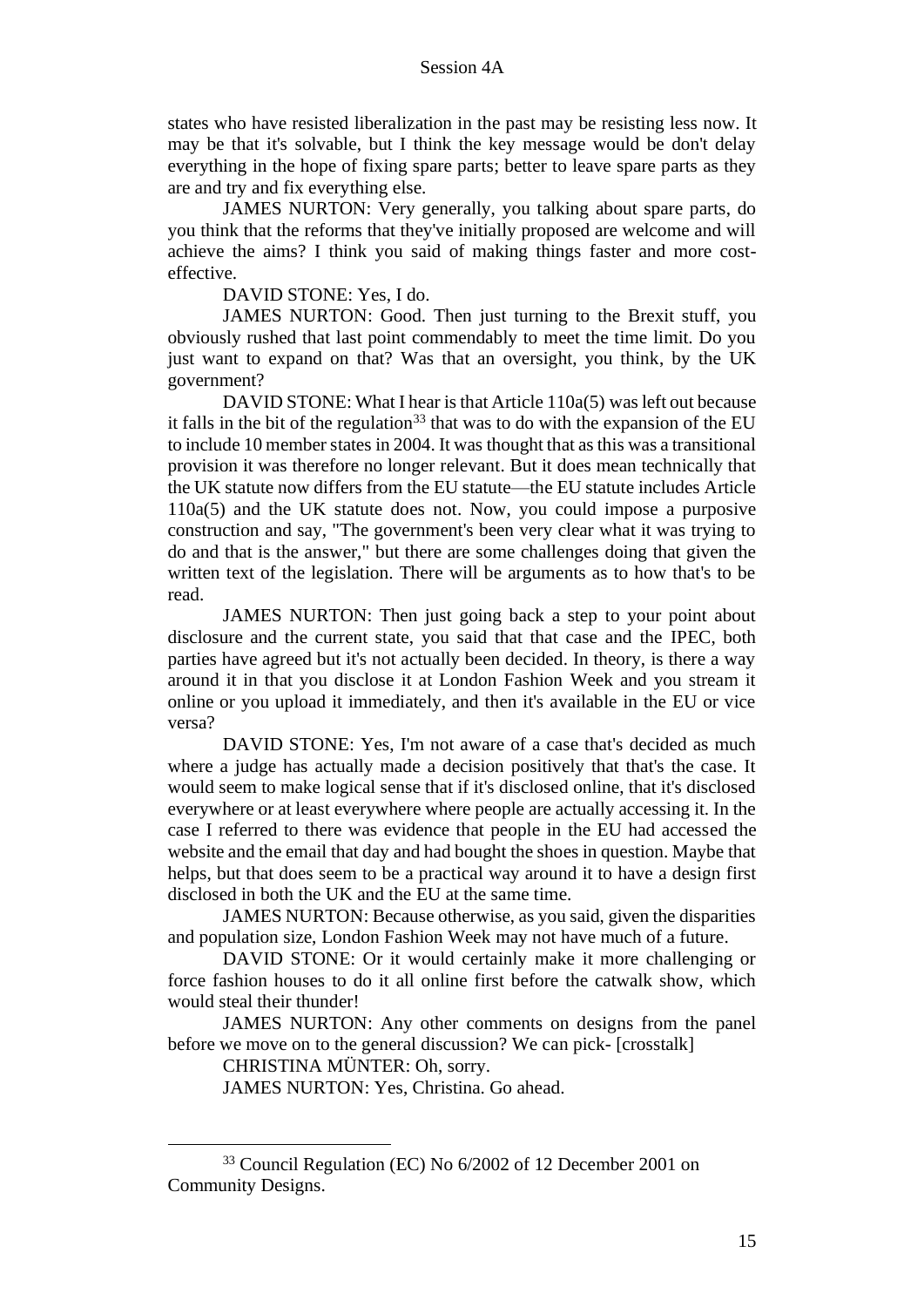states who have resisted liberalization in the past may be resisting less now. It may be that it's solvable, but I think the key message would be don't delay everything in the hope of fixing spare parts; better to leave spare parts as they are and try and fix everything else.

JAMES NURTON: Very generally, you talking about spare parts, do you think that the reforms that they've initially proposed are welcome and will achieve the aims? I think you said of making things faster and more cost-effective.

DAVID STONE: Yes, I do.

JAMES NURTON: Good. Then just turning to the Brexit stuff, you obviously rushed that last point commendably to meet the time limit. Do you just want to expand on that? Was that an oversight, you think, by the UK government?

DAVID STONE: What I hear is that Article 110a(5) was left out because it falls in the bit of the regulation[33] that was to do with the expansion of the EU to include 10 member states in 2004. It was thought that as this was a transitional provision it was therefore no longer relevant. But it does mean technically that the UK statute now differs from the EU statute—the EU statute includes Article 110a(5) and the UK statute does not. Now, you could impose a purposive construction and say, "The government's been very clear what it was trying to do and that is the answer," but there are some challenges doing that given the written text of the legislation. There will be arguments as to how that's to be read.

JAMES NURTON: Then just going back a step to your point about disclosure and the current state, you said that that case and the IPEC, both parties have agreed but it's not actually been decided. In theory, is there a way around it in that you disclose it at London Fashion Week and you stream it online or you upload it immediately, and then it's available in the EU or vice versa?

DAVID STONE: Yes, I'm not aware of a case that's decided as much where a judge has actually made a decision positively that that's the case. It would seem to make logical sense that if it's disclosed online, that it's disclosed everywhere or at least everywhere where people are actually accessing it. In the case I referred to there was evidence that people in the EU had accessed the website and the email that day and had bought the shoes in question. Maybe that helps, but that does seem to be a practical way around it to have a design first disclosed in both the UK and the EU at the same time.

JAMES NURTON: Because otherwise, as you said, given the disparities and population size, London Fashion Week may not have much of a future.

DAVID STONE: Or it would certainly make it more challenging or force fashion houses to do it all online first before the catwalk show, which would steal their thunder!

JAMES NURTON: Any other comments on designs from the panel before we move on to the general discussion? We can pick- [crosstalk]

CHRISTINA MÜNTER: Oh, sorry.

JAMES NURTON: Yes, Christina. Go ahead.

---

[33] Council Regulation (EC) No 6/2002 of 12 December 2001 on Community Designs.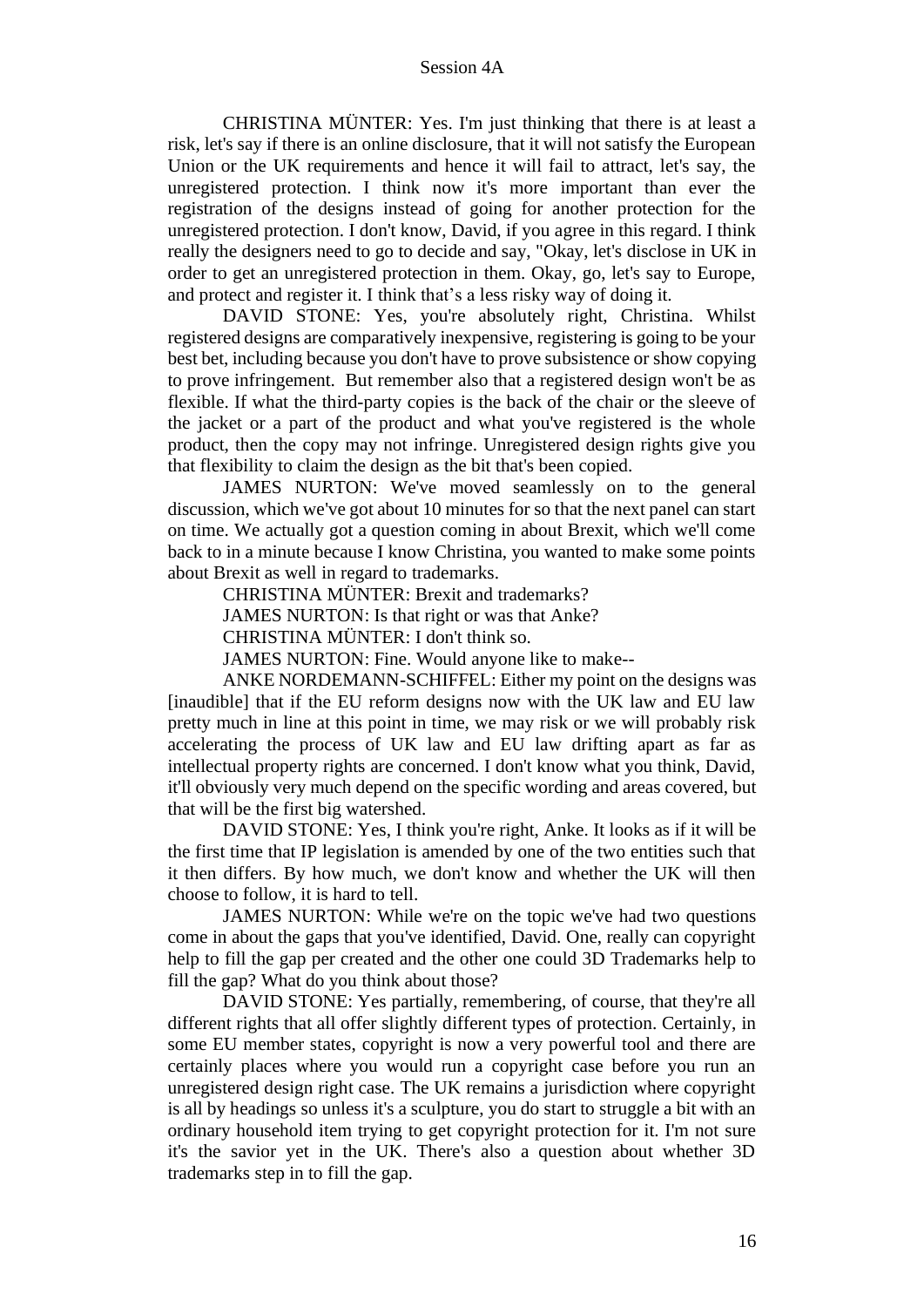CHRISTINA MÜNTER: Yes. I'm just thinking that there is at least a risk, let's say if there is an online disclosure, that it will not satisfy the European Union or the UK requirements and hence it will fail to attract, let's say, the unregistered protection. I think now it's more important than ever the registration of the designs instead of going for another protection for the unregistered protection. I don't know, David, if you agree in this regard. I think really the designers need to go to decide and say, "Okay, let's disclose in UK in order to get an unregistered protection in them. Okay, go, let's say to Europe, and protect and register it. I think that's a less risky way of doing it.

DAVID STONE: Yes, you're absolutely right, Christina. Whilst registered designs are comparatively inexpensive, registering is going to be your best bet, including because you don't have to prove subsistence or show copying to prove infringement. But remember also that a registered design won't be as flexible. If what the third-party copies is the back of the chair or the sleeve of the jacket or a part of the product and what you've registered is the whole product, then the copy may not infringe. Unregistered design rights give you that flexibility to claim the design as the bit that's been copied.

JAMES NURTON: We've moved seamlessly on to the general discussion, which we've got about 10 minutes for so that the next panel can start on time. We actually got a question coming in about Brexit, which we'll come back to in a minute because I know Christina, you wanted to make some points about Brexit as well in regard to trademarks.

CHRISTINA MÜNTER: Brexit and trademarks?

JAMES NURTON: Is that right or was that Anke?

CHRISTINA MÜNTER: I don't think so.

JAMES NURTON: Fine. Would anyone like to make--

ANKE NORDEMANN-SCHIFFEL: Either my point on the designs was [inaudible] that if the EU reform designs now with the UK law and EU law pretty much in line at this point in time, we may risk or we will probably risk accelerating the process of UK law and EU law drifting apart as far as intellectual property rights are concerned. I don't know what you think, David, it'll obviously very much depend on the specific wording and areas covered, but that will be the first big watershed.

DAVID STONE: Yes, I think you're right, Anke. It looks as if it will be the first time that IP legislation is amended by one of the two entities such that it then differs. By how much, we don't know and whether the UK will then choose to follow, it is hard to tell.

JAMES NURTON: While we're on the topic we've had two questions come in about the gaps that you've identified, David. One, really can copyright help to fill the gap per created and the other one could 3D Trademarks help to fill the gap? What do you think about those?

DAVID STONE: Yes partially, remembering, of course, that they're all different rights that all offer slightly different types of protection. Certainly, in some EU member states, copyright is now a very powerful tool and there are certainly places where you would run a copyright case before you run an unregistered design right case. The UK remains a jurisdiction where copyright is all by headings so unless it's a sculpture, you do start to struggle a bit with an ordinary household item trying to get copyright protection for it. I'm not sure it's the savior yet in the UK. There's also a question about whether 3D trademarks step in to fill the gap.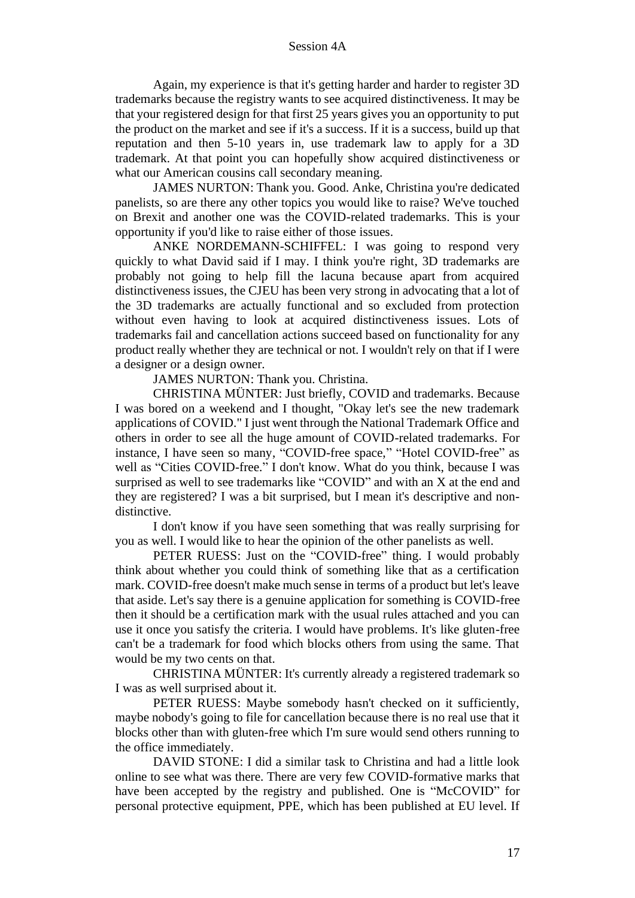Again, my experience is that it's getting harder and harder to register 3D trademarks because the registry wants to see acquired distinctiveness. It may be that your registered design for that first 25 years gives you an opportunity to put the product on the market and see if it's a success. If it is a success, build up that reputation and then 5-10 years in, use trademark law to apply for a 3D trademark. At that point you can hopefully show acquired distinctiveness or what our American cousins call secondary meaning.

JAMES NURTON: Thank you. Good. Anke, Christina you're dedicated panelists, so are there any other topics you would like to raise? We've touched on Brexit and another one was the COVID-related trademarks. This is your opportunity if you'd like to raise either of those issues.

ANKE NORDEMANN-SCHIFFEL: I was going to respond very quickly to what David said if I may. I think you're right, 3D trademarks are probably not going to help fill the lacuna because apart from acquired distinctiveness issues, the CJEU has been very strong in advocating that a lot of the 3D trademarks are actually functional and so excluded from protection without even having to look at acquired distinctiveness issues. Lots of trademarks fail and cancellation actions succeed based on functionality for any product really whether they are technical or not. I wouldn't rely on that if I were a designer or a design owner.

JAMES NURTON: Thank you. Christina.

CHRISTINA MÜNTER: Just briefly, COVID and trademarks. Because I was bored on a weekend and I thought, "Okay let's see the new trademark applications of COVID." I just went through the National Trademark Office and others in order to see all the huge amount of COVID-related trademarks. For instance, I have seen so many, "COVID-free space," "Hotel COVID-free" as well as "Cities COVID-free." I don't know. What do you think, because I was surprised as well to see trademarks like "COVID" and with an X at the end and they are registered? I was a bit surprised, but I mean it's descriptive and non-distinctive.

I don't know if you have seen something that was really surprising for you as well. I would like to hear the opinion of the other panelists as well.

PETER RUESS: Just on the "COVID-free" thing. I would probably think about whether you could think of something like that as a certification mark. COVID-free doesn't make much sense in terms of a product but let's leave that aside. Let's say there is a genuine application for something is COVID-free then it should be a certification mark with the usual rules attached and you can use it once you satisfy the criteria. I would have problems. It's like gluten-free can't be a trademark for food which blocks others from using the same. That would be my two cents on that.

CHRISTINA MÜNTER: It's currently already a registered trademark so I was as well surprised about it.

PETER RUESS: Maybe somebody hasn't checked on it sufficiently, maybe nobody's going to file for cancellation because there is no real use that it blocks other than with gluten-free which I'm sure would send others running to the office immediately.

DAVID STONE: I did a similar task to Christina and had a little look online to see what was there. There are very few COVID-formative marks that have been accepted by the registry and published. One is "McCOVID" for personal protective equipment, PPE, which has been published at EU level. If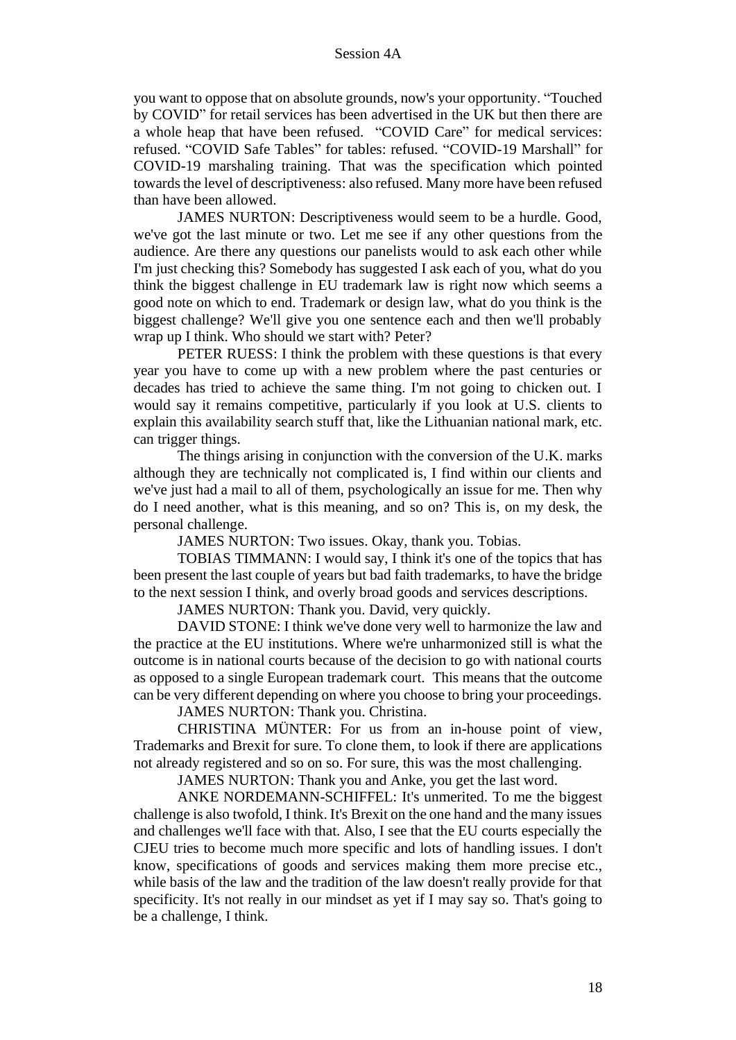you want to oppose that on absolute grounds, now's your opportunity. "Touched by COVID" for retail services has been advertised in the UK but then there are a whole heap that have been refused. "COVID Care" for medical services: refused. "COVID Safe Tables" for tables: refused. "COVID-19 Marshall" for COVID-19 marshaling training. That was the specification which pointed towards the level of descriptiveness: also refused. Many more have been refused than have been allowed.

JAMES NURTON: Descriptiveness would seem to be a hurdle. Good, we've got the last minute or two. Let me see if any other questions from the audience. Are there any questions our panelists would to ask each other while I'm just checking this? Somebody has suggested I ask each of you, what do you think the biggest challenge in EU trademark law is right now which seems a good note on which to end. Trademark or design law, what do you think is the biggest challenge? We'll give you one sentence each and then we'll probably wrap up I think. Who should we start with? Peter?

PETER RUESS: I think the problem with these questions is that every year you have to come up with a new problem where the past centuries or decades has tried to achieve the same thing. I'm not going to chicken out. I would say it remains competitive, particularly if you look at U.S. clients to explain this availability search stuff that, like the Lithuanian national mark, etc. can trigger things.

The things arising in conjunction with the conversion of the U.K. marks although they are technically not complicated is, I find within our clients and we've just had a mail to all of them, psychologically an issue for me. Then why do I need another, what is this meaning, and so on? This is, on my desk, the personal challenge.

JAMES NURTON: Two issues. Okay, thank you. Tobias.

TOBIAS TIMMANN: I would say, I think it's one of the topics that has been present the last couple of years but bad faith trademarks, to have the bridge to the next session I think, and overly broad goods and services descriptions.

JAMES NURTON: Thank you. David, very quickly.

DAVID STONE: I think we've done very well to harmonize the law and the practice at the EU institutions. Where we're unharmonized still is what the outcome is in national courts because of the decision to go with national courts as opposed to a single European trademark court. This means that the outcome can be very different depending on where you choose to bring your proceedings.

JAMES NURTON: Thank you. Christina.

CHRISTINA MÜNTER: For us from an in-house point of view, Trademarks and Brexit for sure. To clone them, to look if there are applications not already registered and so on so. For sure, this was the most challenging.

JAMES NURTON: Thank you and Anke, you get the last word.

ANKE NORDEMANN-SCHIFFEL: It's unmerited. To me the biggest challenge is also twofold, I think. It's Brexit on the one hand and the many issues and challenges we'll face with that. Also, I see that the EU courts especially the CJEU tries to become much more specific and lots of handling issues. I don't know, specifications of goods and services making them more precise etc., while basis of the law and the tradition of the law doesn't really provide for that specificity. It's not really in our mindset as yet if I may say so. That's going to be a challenge, I think.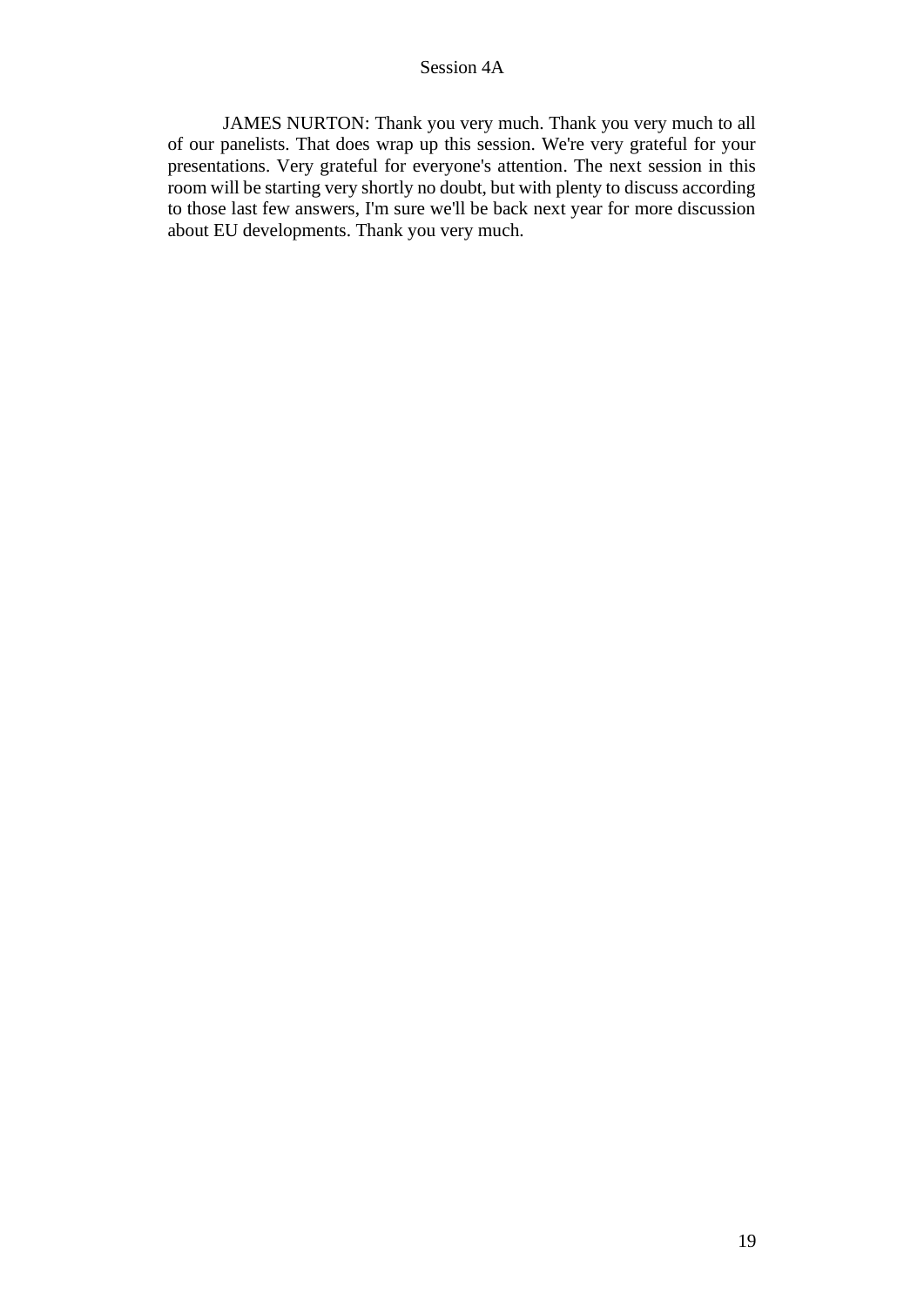JAMES NURTON: Thank you very much. Thank you very much to all of our panelists. That does wrap up this session. We're very grateful for your presentations. Very grateful for everyone's attention. The next session in this room will be starting very shortly no doubt, but with plenty to discuss according to those last few answers, I'm sure we'll be back next year for more discussion about EU developments. Thank you very much.